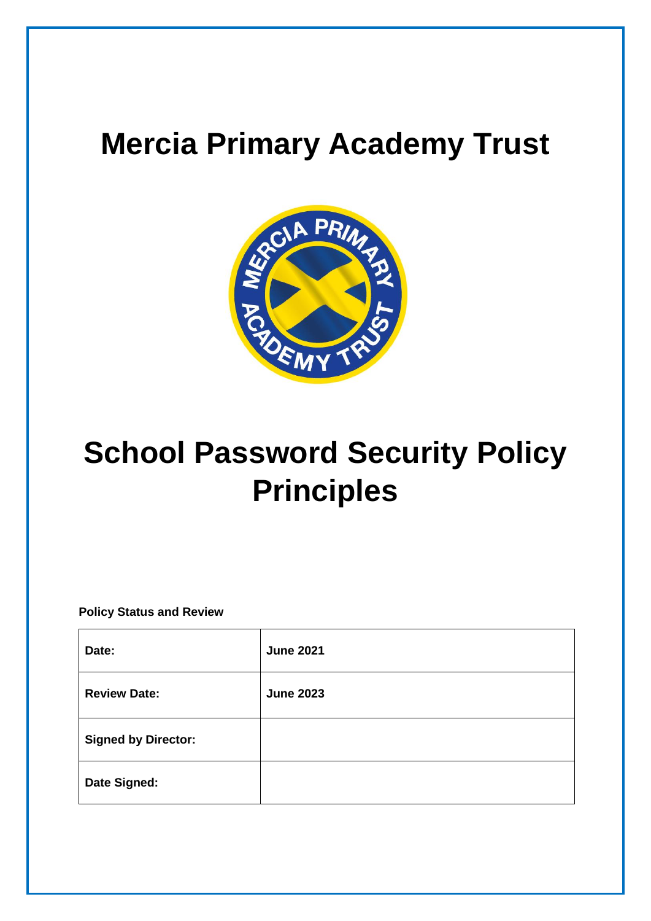# Mercia Primary Academy Trust

# School Password Security Policy Principles

**Policy Status and Review**

| **Date:** | **June 2021** |
|---|---|
| **Review Date:** | **June 2023** |
| **Signed by Director:** | |
| **Date Signed:** | |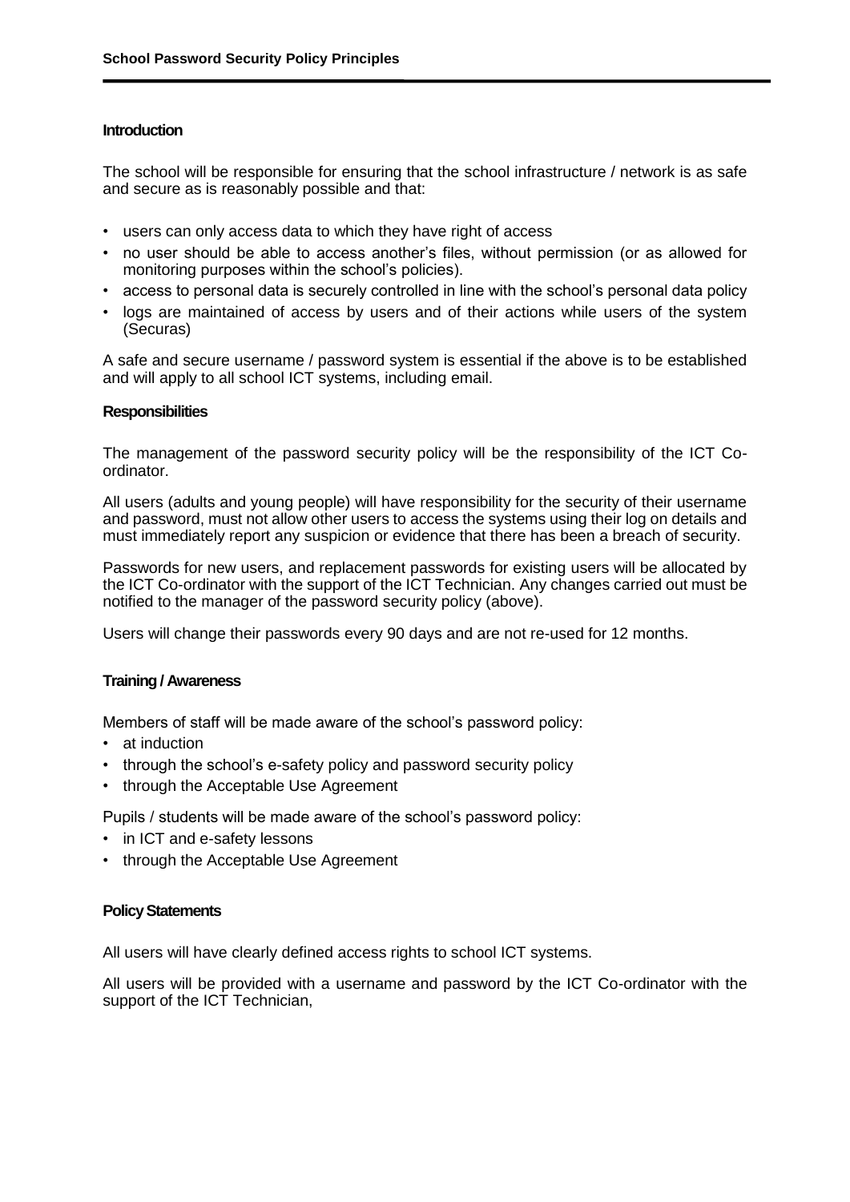## Introduction

The school will be responsible for ensuring that the school infrastructure / network is as safe and secure as is reasonably possible and that:

- users can only access data to which they have right of access
- no user should be able to access another's files, without permission (or as allowed for monitoring purposes within the school's policies).
- access to personal data is securely controlled in line with the school's personal data policy
- logs are maintained of access by users and of their actions while users of the system (Securas)

A safe and secure username / password system is essential if the above is to be established and will apply to all school ICT systems, including email.

## Responsibilities

The management of the password security policy will be the responsibility of the ICT Co-ordinator.

All users (adults and young people) will have responsibility for the security of their username and password, must not allow other users to access the systems using their log on details and must immediately report any suspicion or evidence that there has been a breach of security.

Passwords for new users, and replacement passwords for existing users will be allocated by the ICT Co-ordinator with the support of the ICT Technician. Any changes carried out must be notified to the manager of the password security policy (above).

Users will change their passwords every 90 days and are not re-used for 12 months.

## Training / Awareness

Members of staff will be made aware of the school's password policy:

- at induction
- through the school's e-safety policy and password security policy
- through the Acceptable Use Agreement

Pupils / students will be made aware of the school's password policy:

- in ICT and e-safety lessons
- through the Acceptable Use Agreement

## Policy Statements

All users will have clearly defined access rights to school ICT systems.

All users will be provided with a username and password by the ICT Co-ordinator with the support of the ICT Technician,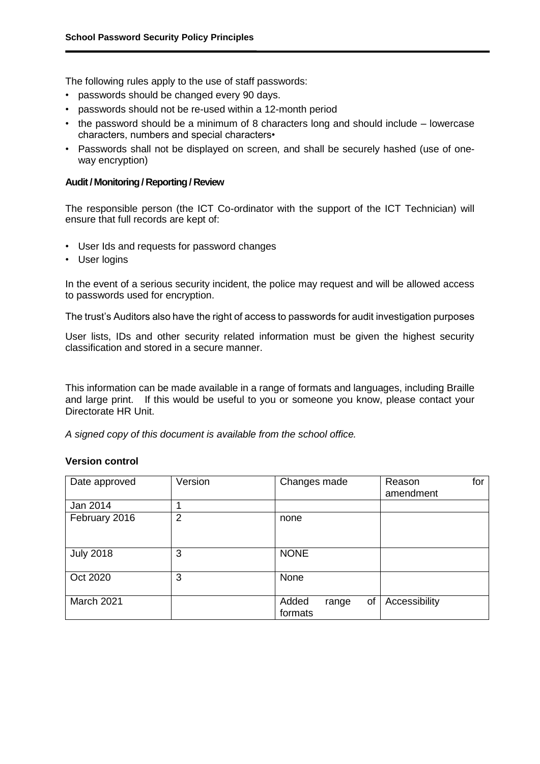The following rules apply to the use of staff passwords:

- passwords should be changed every 90 days.
- passwords should not be re-used within a 12-month period
- the password should be a minimum of 8 characters long and should include – lowercase characters, numbers and special characters•
- Passwords shall not be displayed on screen, and shall be securely hashed (use of one-way encryption)

**Audit / Monitoring / Reporting / Review**

The responsible person (the ICT Co-ordinator with the support of the ICT Technician) will ensure that full records are kept of:

- User Ids and requests for password changes
- User logins

In the event of a serious security incident, the police may request and will be allowed access to passwords used for encryption.

The trust's Auditors also have the right of access to passwords for audit investigation purposes

User lists, IDs and other security related information must be given the highest security classification and stored in a secure manner.

This information can be made available in a range of formats and languages, including Braille and large print. If this would be useful to you or someone you know, please contact your Directorate HR Unit.

*A signed copy of this document is available from the school office.*

**Version control**

| Date approved | Version | Changes made | Reason for amendment |
|---|---|---|---|
| Jan 2014 | 1 | | |
| February 2016 | 2 | none | |
| July 2018 | 3 | NONE | |
| Oct 2020 | 3 | None | |
| March 2021 | | Added range of formats | Accessibility |